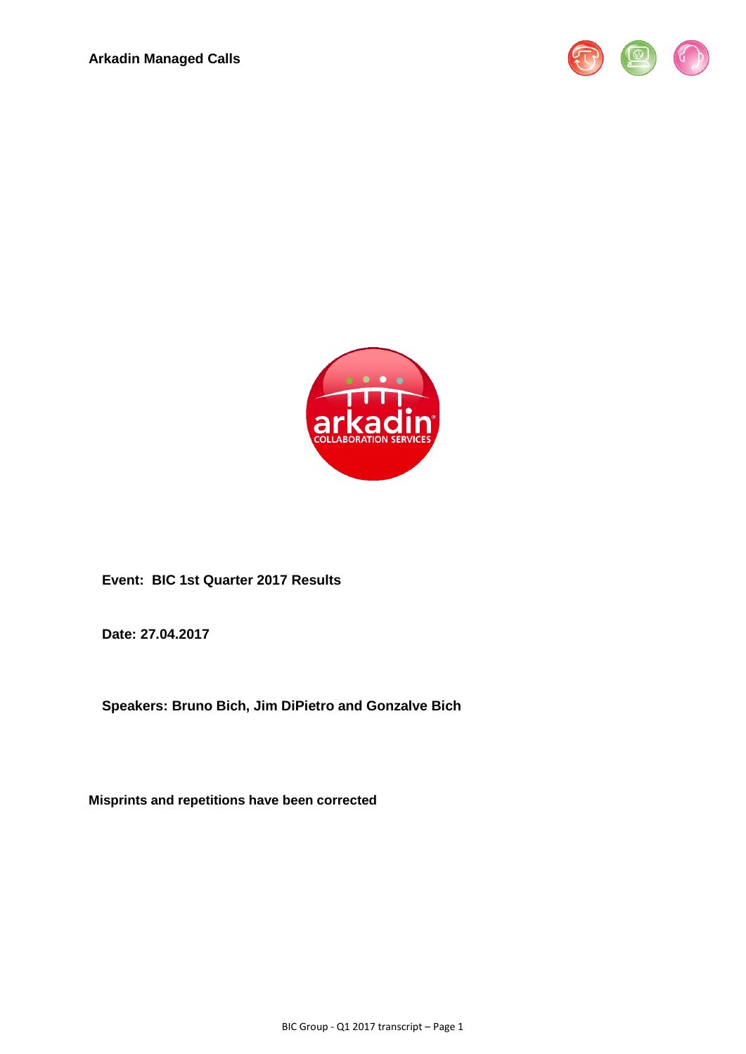**Arkadin Managed Calls**

**Event: BIC 1st Quarter 2017 Results**

**Date: 27.04.2017**

**Speakers: Bruno Bich, Jim DiPietro and Gonzalve Bich**

**Misprints and repetitions have been corrected**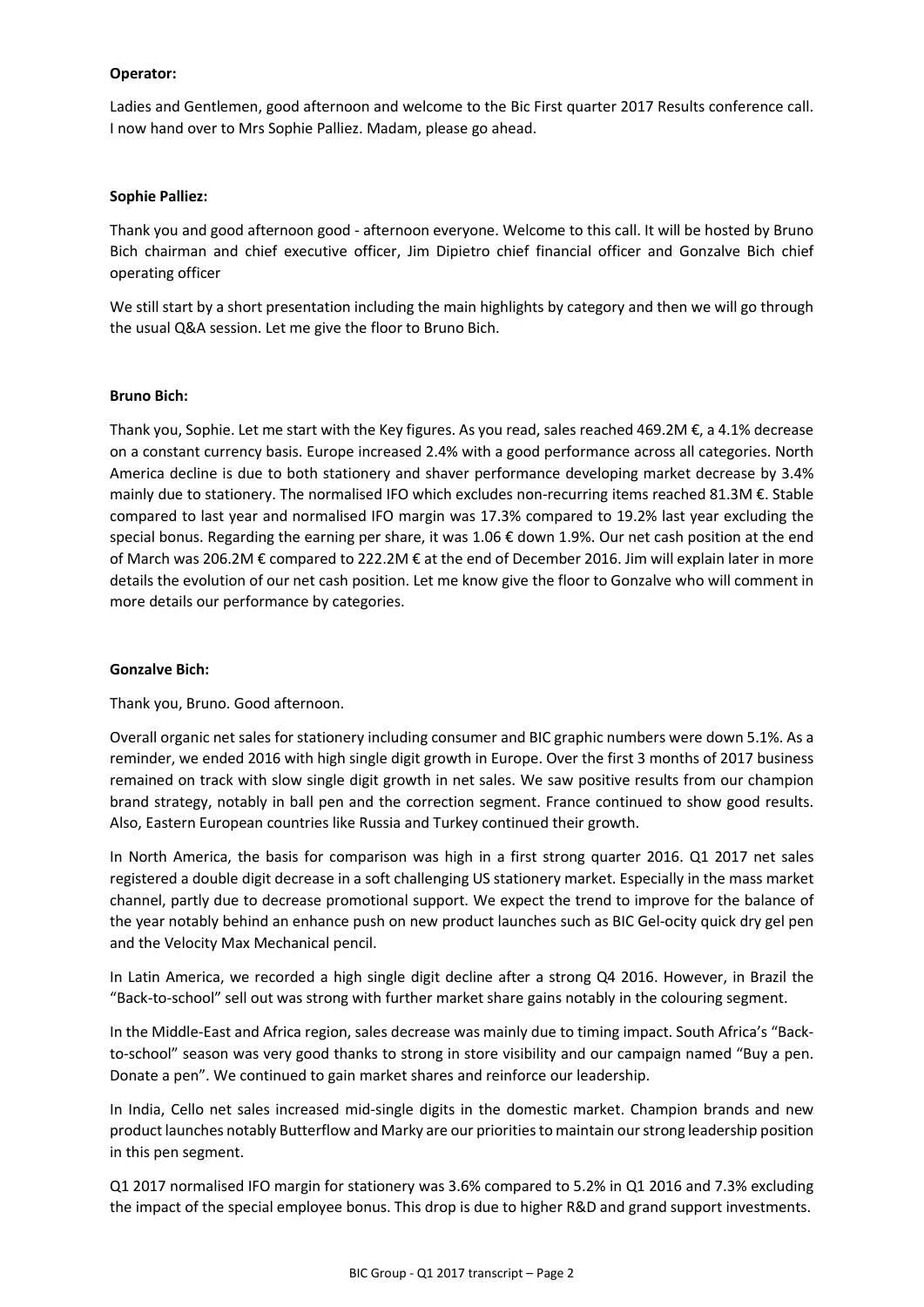**Operator:**

Ladies and Gentlemen, good afternoon and welcome to the Bic First quarter 2017 Results conference call. I now hand over to Mrs Sophie Palliez. Madam, please go ahead.

**Sophie Palliez:**

Thank you and good afternoon good - afternoon everyone. Welcome to this call. It will be hosted by Bruno Bich chairman and chief executive officer, Jim Dipietro chief financial officer and Gonzalve Bich chief operating officer

We still start by a short presentation including the main highlights by category and then we will go through the usual Q&A session. Let me give the floor to Bruno Bich.

**Bruno Bich:**

Thank you, Sophie. Let me start with the Key figures. As you read, sales reached 469.2M €, a 4.1% decrease on a constant currency basis. Europe increased 2.4% with a good performance across all categories. North America decline is due to both stationery and shaver performance developing market decrease by 3.4% mainly due to stationery. The normalised IFO which excludes non-recurring items reached 81.3M €. Stable compared to last year and normalised IFO margin was 17.3% compared to 19.2% last year excluding the special bonus. Regarding the earning per share, it was 1.06 € down 1.9%. Our net cash position at the end of March was 206.2M € compared to 222.2M € at the end of December 2016. Jim will explain later in more details the evolution of our net cash position. Let me know give the floor to Gonzalve who will comment in more details our performance by categories.

**Gonzalve Bich:**

Thank you, Bruno. Good afternoon.

Overall organic net sales for stationery including consumer and BIC graphic numbers were down 5.1%. As a reminder, we ended 2016 with high single digit growth in Europe. Over the first 3 months of 2017 business remained on track with slow single digit growth in net sales. We saw positive results from our champion brand strategy, notably in ball pen and the correction segment. France continued to show good results. Also, Eastern European countries like Russia and Turkey continued their growth.

In North America, the basis for comparison was high in a first strong quarter 2016. Q1 2017 net sales registered a double digit decrease in a soft challenging US stationery market. Especially in the mass market channel, partly due to decrease promotional support. We expect the trend to improve for the balance of the year notably behind an enhance push on new product launches such as BIC Gel-ocity quick dry gel pen and the Velocity Max Mechanical pencil.

In Latin America, we recorded a high single digit decline after a strong Q4 2016. However, in Brazil the "Back-to-school" sell out was strong with further market share gains notably in the colouring segment.

In the Middle-East and Africa region, sales decrease was mainly due to timing impact. South Africa's "Back-to-school" season was very good thanks to strong in store visibility and our campaign named "Buy a pen. Donate a pen". We continued to gain market shares and reinforce our leadership.

In India, Cello net sales increased mid-single digits in the domestic market. Champion brands and new product launches notably Butterflow and Marky are our priorities to maintain our strong leadership position in this pen segment.

Q1 2017 normalised IFO margin for stationery was 3.6% compared to 5.2% in Q1 2016 and 7.3% excluding the impact of the special employee bonus. This drop is due to higher R&D and grand support investments.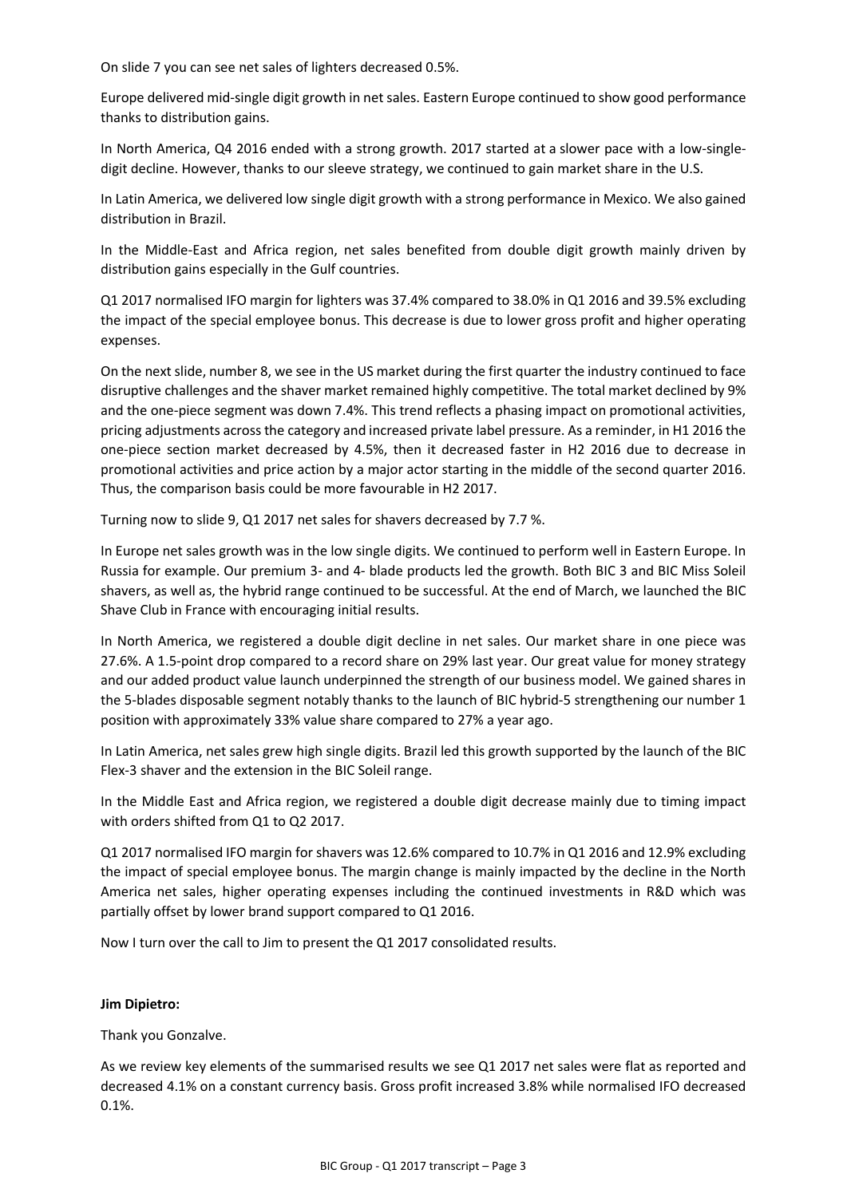On slide 7 you can see net sales of lighters decreased 0.5%.

Europe delivered mid-single digit growth in net sales. Eastern Europe continued to show good performance thanks to distribution gains.

In North America, Q4 2016 ended with a strong growth. 2017 started at a slower pace with a low-single-digit decline. However, thanks to our sleeve strategy, we continued to gain market share in the U.S.

In Latin America, we delivered low single digit growth with a strong performance in Mexico. We also gained distribution in Brazil.

In the Middle-East and Africa region, net sales benefited from double digit growth mainly driven by distribution gains especially in the Gulf countries.

Q1 2017 normalised IFO margin for lighters was 37.4% compared to 38.0% in Q1 2016 and 39.5% excluding the impact of the special employee bonus. This decrease is due to lower gross profit and higher operating expenses.

On the next slide, number 8, we see in the US market during the first quarter the industry continued to face disruptive challenges and the shaver market remained highly competitive. The total market declined by 9% and the one-piece segment was down 7.4%. This trend reflects a phasing impact on promotional activities, pricing adjustments across the category and increased private label pressure. As a reminder, in H1 2016 the one-piece section market decreased by 4.5%, then it decreased faster in H2 2016 due to decrease in promotional activities and price action by a major actor starting in the middle of the second quarter 2016. Thus, the comparison basis could be more favourable in H2 2017.

Turning now to slide 9, Q1 2017 net sales for shavers decreased by 7.7 %.

In Europe net sales growth was in the low single digits. We continued to perform well in Eastern Europe. In Russia for example. Our premium 3- and 4- blade products led the growth. Both BIC 3 and BIC Miss Soleil shavers, as well as, the hybrid range continued to be successful. At the end of March, we launched the BIC Shave Club in France with encouraging initial results.

In North America, we registered a double digit decline in net sales. Our market share in one piece was 27.6%. A 1.5-point drop compared to a record share on 29% last year. Our great value for money strategy and our added product value launch underpinned the strength of our business model. We gained shares in the 5-blades disposable segment notably thanks to the launch of BIC hybrid-5 strengthening our number 1 position with approximately 33% value share compared to 27% a year ago.

In Latin America, net sales grew high single digits. Brazil led this growth supported by the launch of the BIC Flex-3 shaver and the extension in the BIC Soleil range.

In the Middle East and Africa region, we registered a double digit decrease mainly due to timing impact with orders shifted from Q1 to Q2 2017.

Q1 2017 normalised IFO margin for shavers was 12.6% compared to 10.7% in Q1 2016 and 12.9% excluding the impact of special employee bonus. The margin change is mainly impacted by the decline in the North America net sales, higher operating expenses including the continued investments in R&D which was partially offset by lower brand support compared to Q1 2016.

Now I turn over the call to Jim to present the Q1 2017 consolidated results.

**Jim Dipietro:**

Thank you Gonzalve.

As we review key elements of the summarised results we see Q1 2017 net sales were flat as reported and decreased 4.1% on a constant currency basis. Gross profit increased 3.8% while normalised IFO decreased 0.1%.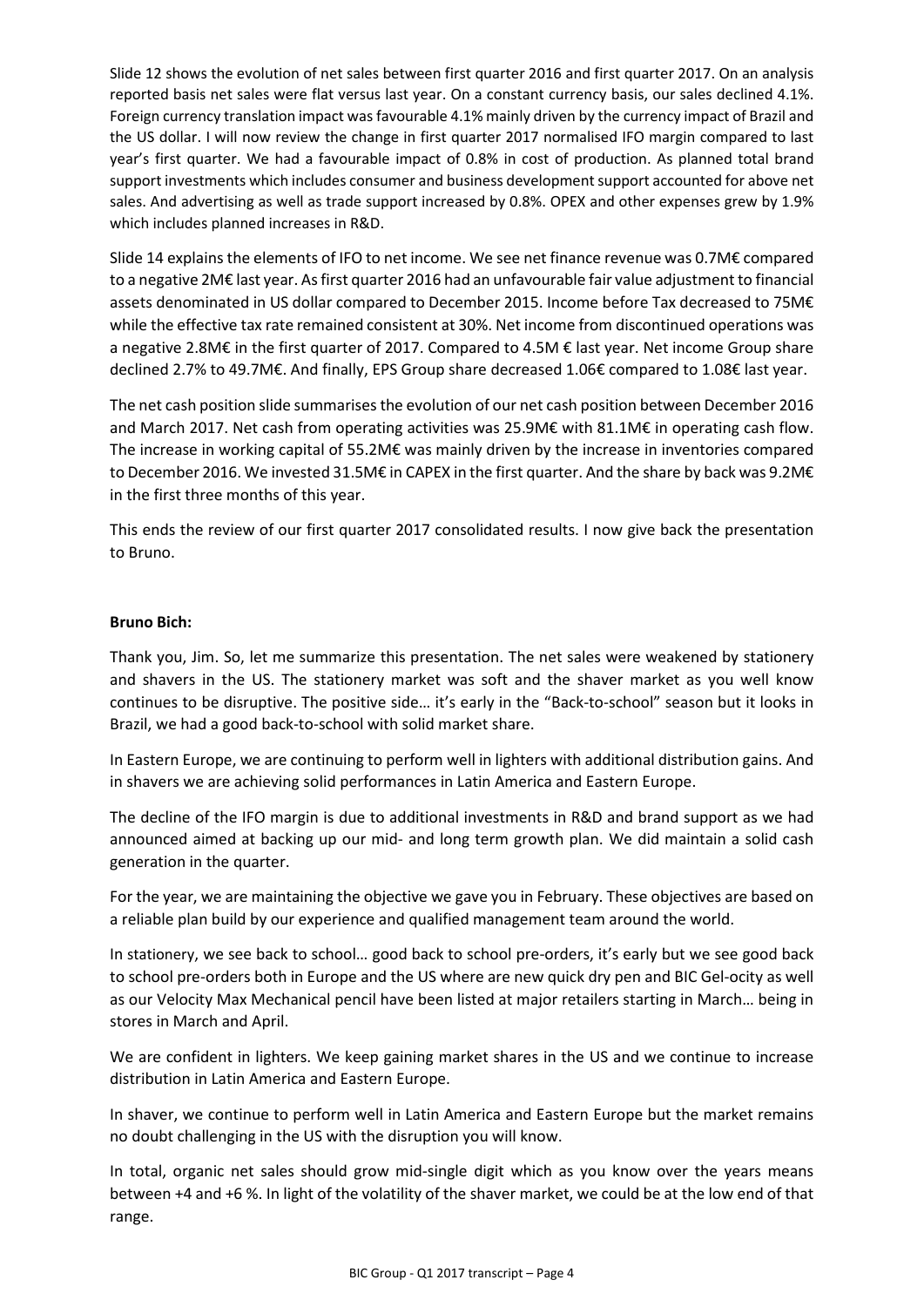Slide 12 shows the evolution of net sales between first quarter 2016 and first quarter 2017. On an analysis reported basis net sales were flat versus last year. On a constant currency basis, our sales declined 4.1%. Foreign currency translation impact was favourable 4.1% mainly driven by the currency impact of Brazil and the US dollar. I will now review the change in first quarter 2017 normalised IFO margin compared to last year's first quarter. We had a favourable impact of 0.8% in cost of production. As planned total brand support investments which includes consumer and business development support accounted for above net sales. And advertising as well as trade support increased by 0.8%. OPEX and other expenses grew by 1.9% which includes planned increases in R&D.

Slide 14 explains the elements of IFO to net income. We see net finance revenue was 0.7M€ compared to a negative 2M€ last year. As first quarter 2016 had an unfavourable fair value adjustment to financial assets denominated in US dollar compared to December 2015. Income before Tax decreased to 75M€ while the effective tax rate remained consistent at 30%. Net income from discontinued operations was a negative 2.8M€ in the first quarter of 2017. Compared to 4.5M € last year. Net income Group share declined 2.7% to 49.7M€. And finally, EPS Group share decreased 1.06€ compared to 1.08€ last year.

The net cash position slide summarises the evolution of our net cash position between December 2016 and March 2017. Net cash from operating activities was 25.9M€ with 81.1M€ in operating cash flow. The increase in working capital of 55.2M€ was mainly driven by the increase in inventories compared to December 2016. We invested 31.5M€ in CAPEX in the first quarter. And the share by back was 9.2M€ in the first three months of this year.

This ends the review of our first quarter 2017 consolidated results. I now give back the presentation to Bruno.

**Bruno Bich:**

Thank you, Jim. So, let me summarize this presentation. The net sales were weakened by stationery and shavers in the US. The stationery market was soft and the shaver market as you well know continues to be disruptive. The positive side… it's early in the "Back-to-school" season but it looks in Brazil, we had a good back-to-school with solid market share.

In Eastern Europe, we are continuing to perform well in lighters with additional distribution gains. And in shavers we are achieving solid performances in Latin America and Eastern Europe.

The decline of the IFO margin is due to additional investments in R&D and brand support as we had announced aimed at backing up our mid- and long term growth plan. We did maintain a solid cash generation in the quarter.

For the year, we are maintaining the objective we gave you in February. These objectives are based on a reliable plan build by our experience and qualified management team around the world.

In stationery, we see back to school… good back to school pre-orders, it's early but we see good back to school pre-orders both in Europe and the US where are new quick dry pen and BIC Gel-ocity as well as our Velocity Max Mechanical pencil have been listed at major retailers starting in March… being in stores in March and April.

We are confident in lighters. We keep gaining market shares in the US and we continue to increase distribution in Latin America and Eastern Europe.

In shaver, we continue to perform well in Latin America and Eastern Europe but the market remains no doubt challenging in the US with the disruption you will know.

In total, organic net sales should grow mid-single digit which as you know over the years means between +4 and +6 %. In light of the volatility of the shaver market, we could be at the low end of that range.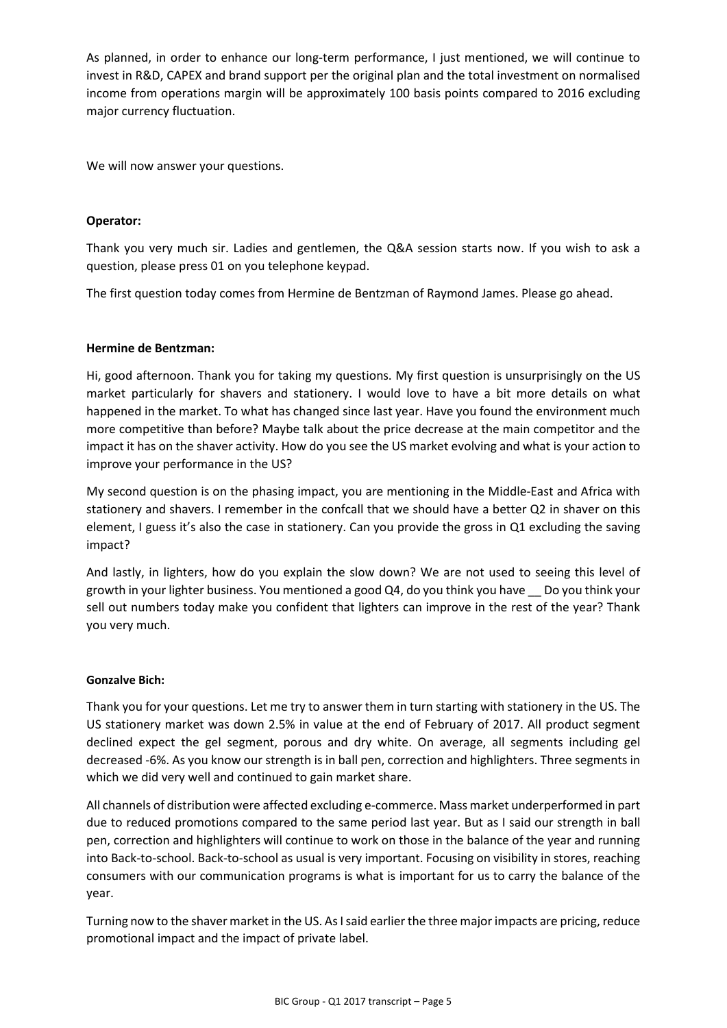As planned, in order to enhance our long-term performance, I just mentioned, we will continue to invest in R&D, CAPEX and brand support per the original plan and the total investment on normalised income from operations margin will be approximately 100 basis points compared to 2016 excluding major currency fluctuation.

We will now answer your questions.

**Operator:**

Thank you very much sir. Ladies and gentlemen, the Q&A session starts now. If you wish to ask a question, please press 01 on you telephone keypad.

The first question today comes from Hermine de Bentzman of Raymond James. Please go ahead.

**Hermine de Bentzman:**

Hi, good afternoon. Thank you for taking my questions. My first question is unsurprisingly on the US market particularly for shavers and stationery. I would love to have a bit more details on what happened in the market. To what has changed since last year. Have you found the environment much more competitive than before? Maybe talk about the price decrease at the main competitor and the impact it has on the shaver activity. How do you see the US market evolving and what is your action to improve your performance in the US?

My second question is on the phasing impact, you are mentioning in the Middle-East and Africa with stationery and shavers. I remember in the confcall that we should have a better Q2 in shaver on this element, I guess it's also the case in stationery. Can you provide the gross in Q1 excluding the saving impact?

And lastly, in lighters, how do you explain the slow down? We are not used to seeing this level of growth in your lighter business. You mentioned a good Q4, do you think you have __ Do you think your sell out numbers today make you confident that lighters can improve in the rest of the year? Thank you very much.

**Gonzalve Bich:**

Thank you for your questions. Let me try to answer them in turn starting with stationery in the US. The US stationery market was down 2.5% in value at the end of February of 2017. All product segment declined expect the gel segment, porous and dry white. On average, all segments including gel decreased -6%. As you know our strength is in ball pen, correction and highlighters. Three segments in which we did very well and continued to gain market share.

All channels of distribution were affected excluding e-commerce. Mass market underperformed in part due to reduced promotions compared to the same period last year. But as I said our strength in ball pen, correction and highlighters will continue to work on those in the balance of the year and running into Back-to-school. Back-to-school as usual is very important. Focusing on visibility in stores, reaching consumers with our communication programs is what is important for us to carry the balance of the year.

Turning now to the shaver market in the US. As I said earlier the three major impacts are pricing, reduce promotional impact and the impact of private label.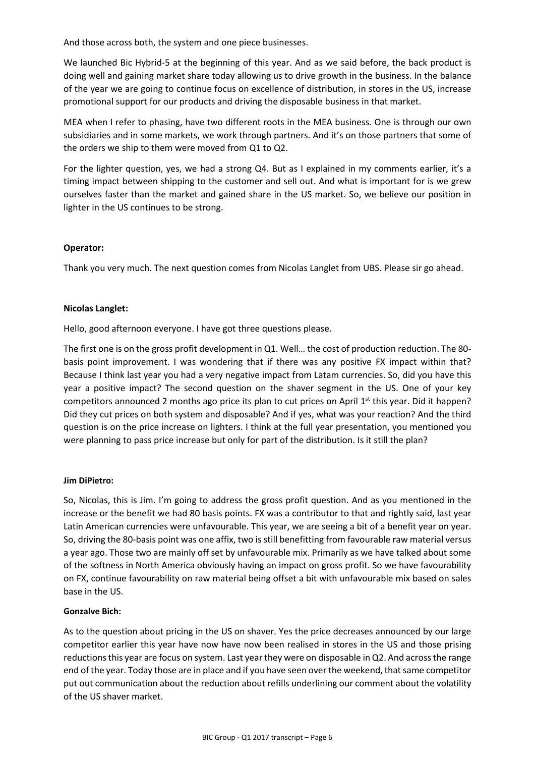And those across both, the system and one piece businesses.

We launched Bic Hybrid-5 at the beginning of this year. And as we said before, the back product is doing well and gaining market share today allowing us to drive growth in the business. In the balance of the year we are going to continue focus on excellence of distribution, in stores in the US, increase promotional support for our products and driving the disposable business in that market.

MEA when I refer to phasing, have two different roots in the MEA business. One is through our own subsidiaries and in some markets, we work through partners. And it's on those partners that some of the orders we ship to them were moved from Q1 to Q2.

For the lighter question, yes, we had a strong Q4. But as I explained in my comments earlier, it's a timing impact between shipping to the customer and sell out. And what is important for is we grew ourselves faster than the market and gained share in the US market. So, we believe our position in lighter in the US continues to be strong.

**Operator:**

Thank you very much. The next question comes from Nicolas Langlet from UBS. Please sir go ahead.

**Nicolas Langlet:**

Hello, good afternoon everyone. I have got three questions please.

The first one is on the gross profit development in Q1. Well… the cost of production reduction. The 80-basis point improvement. I was wondering that if there was any positive FX impact within that? Because I think last year you had a very negative impact from Latam currencies. So, did you have this year a positive impact? The second question on the shaver segment in the US. One of your key competitors announced 2 months ago price its plan to cut prices on April 1st this year. Did it happen? Did they cut prices on both system and disposable? And if yes, what was your reaction? And the third question is on the price increase on lighters. I think at the full year presentation, you mentioned you were planning to pass price increase but only for part of the distribution. Is it still the plan?

**Jim DiPietro:**

So, Nicolas, this is Jim. I'm going to address the gross profit question. And as you mentioned in the increase or the benefit we had 80 basis points. FX was a contributor to that and rightly said, last year Latin American currencies were unfavourable. This year, we are seeing a bit of a benefit year on year. So, driving the 80-basis point was one affix, two is still benefitting from favourable raw material versus a year ago. Those two are mainly off set by unfavourable mix. Primarily as we have talked about some of the softness in North America obviously having an impact on gross profit. So we have favourability on FX, continue favourability on raw material being offset a bit with unfavourable mix based on sales base in the US.

**Gonzalve Bich:**

As to the question about pricing in the US on shaver. Yes the price decreases announced by our large competitor earlier this year have now have now been realised in stores in the US and those prising reductions this year are focus on system. Last year they were on disposable in Q2. And across the range end of the year. Today those are in place and if you have seen over the weekend, that same competitor put out communication about the reduction about refills underlining our comment about the volatility of the US shaver market.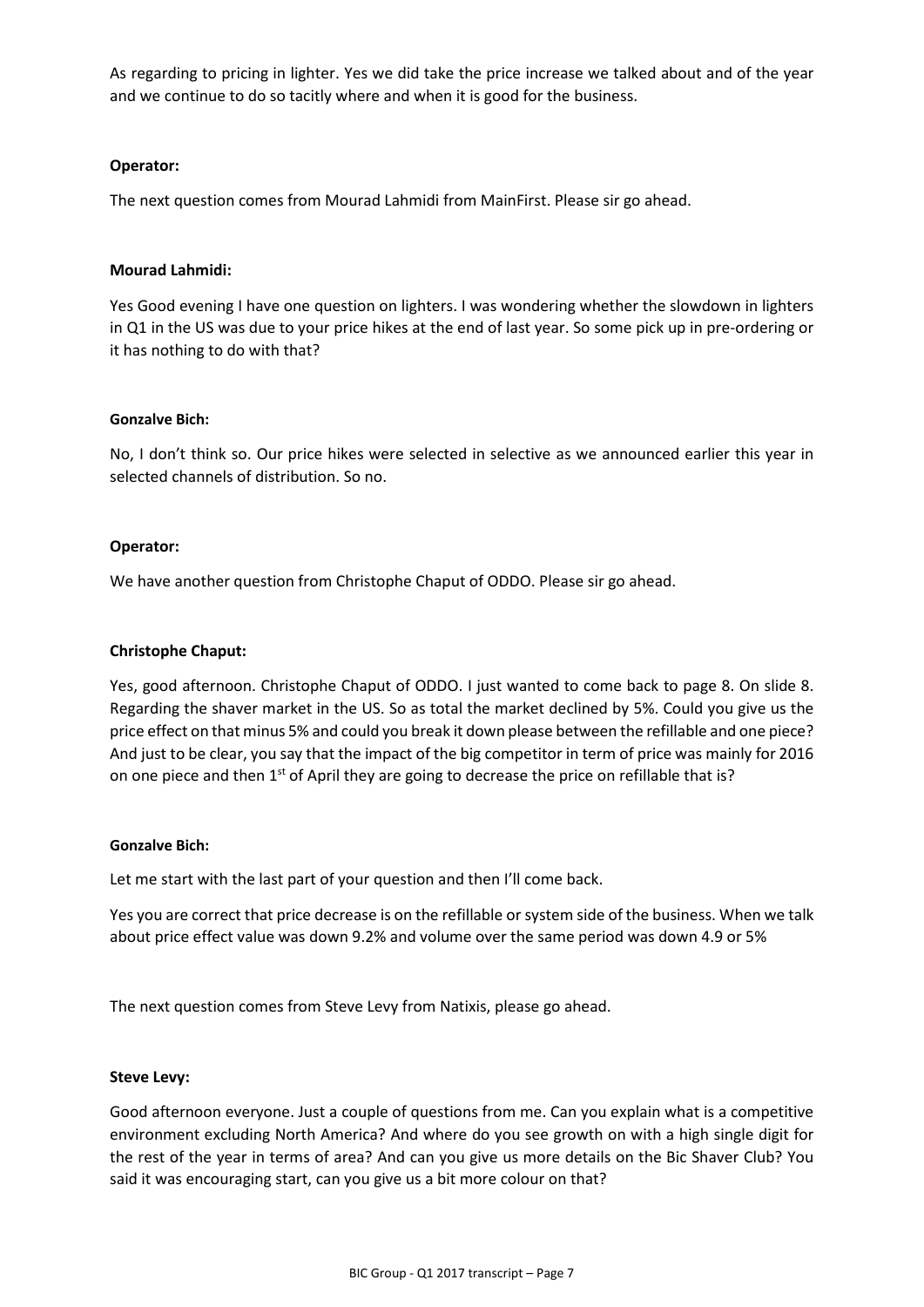As regarding to pricing in lighter. Yes we did take the price increase we talked about and of the year and we continue to do so tacitly where and when it is good for the business.

**Operator:**

The next question comes from Mourad Lahmidi from MainFirst. Please sir go ahead.

**Mourad Lahmidi:**

Yes Good evening I have one question on lighters. I was wondering whether the slowdown in lighters in Q1 in the US was due to your price hikes at the end of last year. So some pick up in pre-ordering or it has nothing to do with that?

**Gonzalve Bich:**

No, I don't think so. Our price hikes were selected in selective as we announced earlier this year in selected channels of distribution. So no.

**Operator:**

We have another question from Christophe Chaput of ODDO. Please sir go ahead.

**Christophe Chaput:**

Yes, good afternoon. Christophe Chaput of ODDO. I just wanted to come back to page 8. On slide 8. Regarding the shaver market in the US. So as total the market declined by 5%. Could you give us the price effect on that minus 5% and could you break it down please between the refillable and one piece? And just to be clear, you say that the impact of the big competitor in term of price was mainly for 2016 on one piece and then 1st of April they are going to decrease the price on refillable that is?

**Gonzalve Bich:**

Let me start with the last part of your question and then I'll come back.

Yes you are correct that price decrease is on the refillable or system side of the business. When we talk about price effect value was down 9.2% and volume over the same period was down 4.9 or 5%

The next question comes from Steve Levy from Natixis, please go ahead.

**Steve Levy:**

Good afternoon everyone. Just a couple of questions from me. Can you explain what is a competitive environment excluding North America? And where do you see growth on with a high single digit for the rest of the year in terms of area? And can you give us more details on the Bic Shaver Club? You said it was encouraging start, can you give us a bit more colour on that?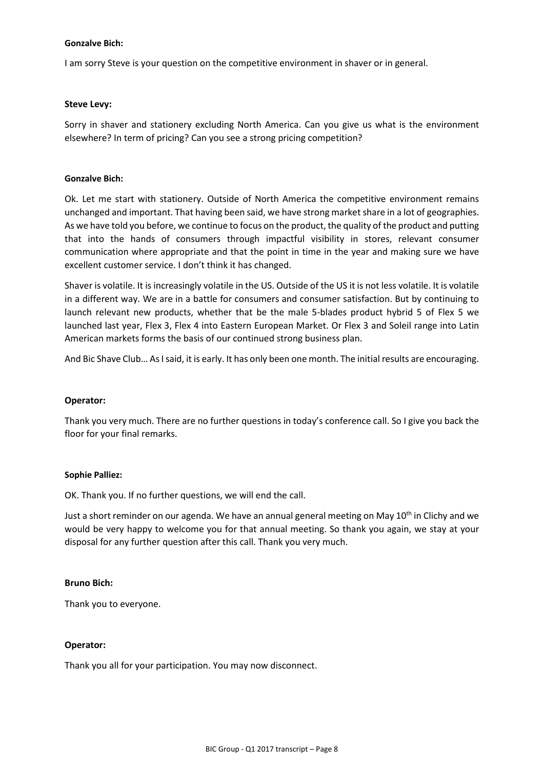**Gonzalve Bich:**

I am sorry Steve is your question on the competitive environment in shaver or in general.

**Steve Levy:**

Sorry in shaver and stationery excluding North America. Can you give us what is the environment elsewhere? In term of pricing? Can you see a strong pricing competition?

**Gonzalve Bich:**

Ok. Let me start with stationery. Outside of North America the competitive environment remains unchanged and important. That having been said, we have strong market share in a lot of geographies. As we have told you before, we continue to focus on the product, the quality of the product and putting that into the hands of consumers through impactful visibility in stores, relevant consumer communication where appropriate and that the point in time in the year and making sure we have excellent customer service. I don't think it has changed.

Shaver is volatile. It is increasingly volatile in the US. Outside of the US it is not less volatile. It is volatile in a different way. We are in a battle for consumers and consumer satisfaction. But by continuing to launch relevant new products, whether that be the male 5-blades product hybrid 5 of Flex 5 we launched last year, Flex 3, Flex 4 into Eastern European Market. Or Flex 3 and Soleil range into Latin American markets forms the basis of our continued strong business plan.

And Bic Shave Club… As I said, it is early. It has only been one month. The initial results are encouraging.

**Operator:**

Thank you very much. There are no further questions in today's conference call. So I give you back the floor for your final remarks.

**Sophie Palliez:**

OK. Thank you. If no further questions, we will end the call.

Just a short reminder on our agenda. We have an annual general meeting on May 10th in Clichy and we would be very happy to welcome you for that annual meeting. So thank you again, we stay at your disposal for any further question after this call. Thank you very much.

**Bruno Bich:**

Thank you to everyone.

**Operator:**

Thank you all for your participation. You may now disconnect.